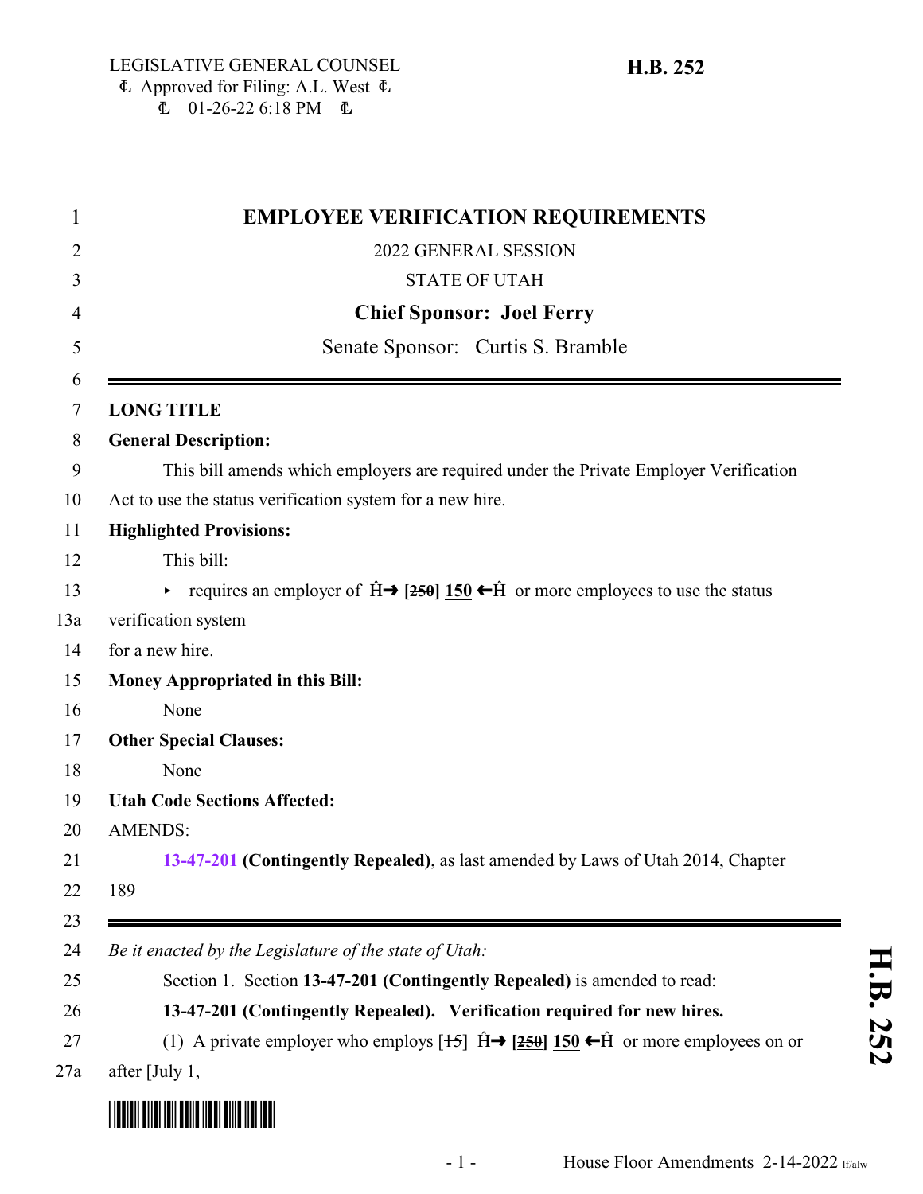LEGISLATIVE GENERAL COUNSEL
Ⱡ Approved for Filing: A.L. West Ⱡ
Ⱡ 01-26-22 6:18 PM Ⱡ

**H.B. 252**

# EMPLOYEE VERIFICATION REQUIREMENTS

2022 GENERAL SESSION

STATE OF UTAH

**Chief Sponsor: Joel Ferry**

Senate Sponsor: Curtis S. Bramble

---

**LONG TITLE**

**General Description:**

This bill amends which employers are required under the Private Employer Verification Act to use the status verification system for a new hire.

**Highlighted Provisions:**

This bill:

- requires an employer of Ĥ→ **[~~250~~] 150** ←Ĥ or more employees to use the status verification system for a new hire.

**Money Appropriated in this Bill:**

None

**Other Special Clauses:**

None

**Utah Code Sections Affected:**

AMENDS:

**13-47-201 (Contingently Repealed)**, as last amended by Laws of Utah 2014, Chapter 189

---

*Be it enacted by the Legislature of the state of Utah:*

Section 1. Section **13-47-201 (Contingently Repealed)** is amended to read:

**13-47-201 (Contingently Repealed). Verification required for new hires.**

(1) A private employer who employs [~~15~~] Ĥ→ **[~~250~~] 150** ←Ĥ or more employees on or after [~~July 1,~~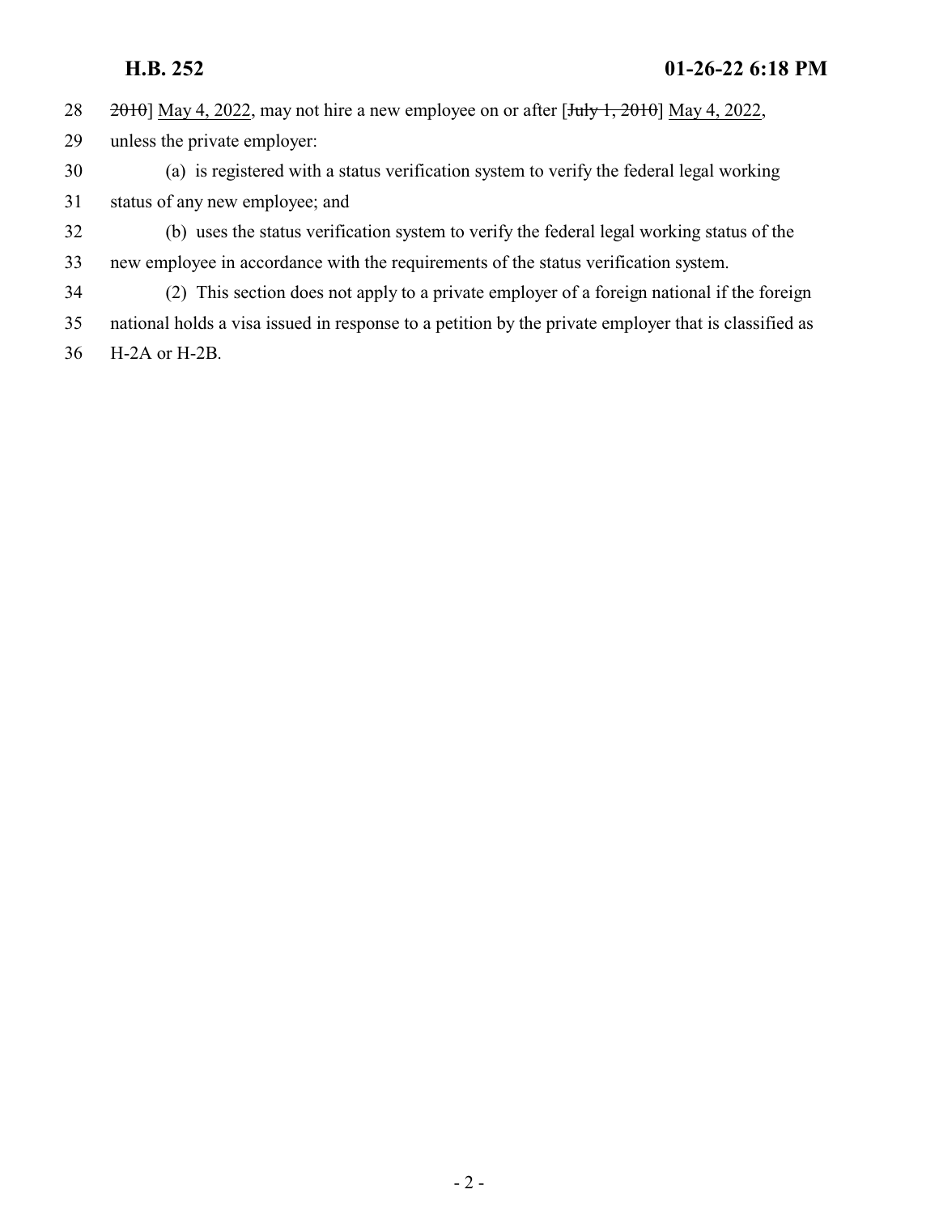28 ~~2010~~] May 4, 2022, may not hire a new employee on or after [~~July 1, 2010~~] May 4, 2022,

29 unless the private employer:

30 (a) is registered with a status verification system to verify the federal legal working

31 status of any new employee; and

32 (b) uses the status verification system to verify the federal legal working status of the

33 new employee in accordance with the requirements of the status verification system.

34 (2) This section does not apply to a private employer of a foreign national if the foreign

35 national holds a visa issued in response to a petition by the private employer that is classified as

36 H-2A or H-2B.